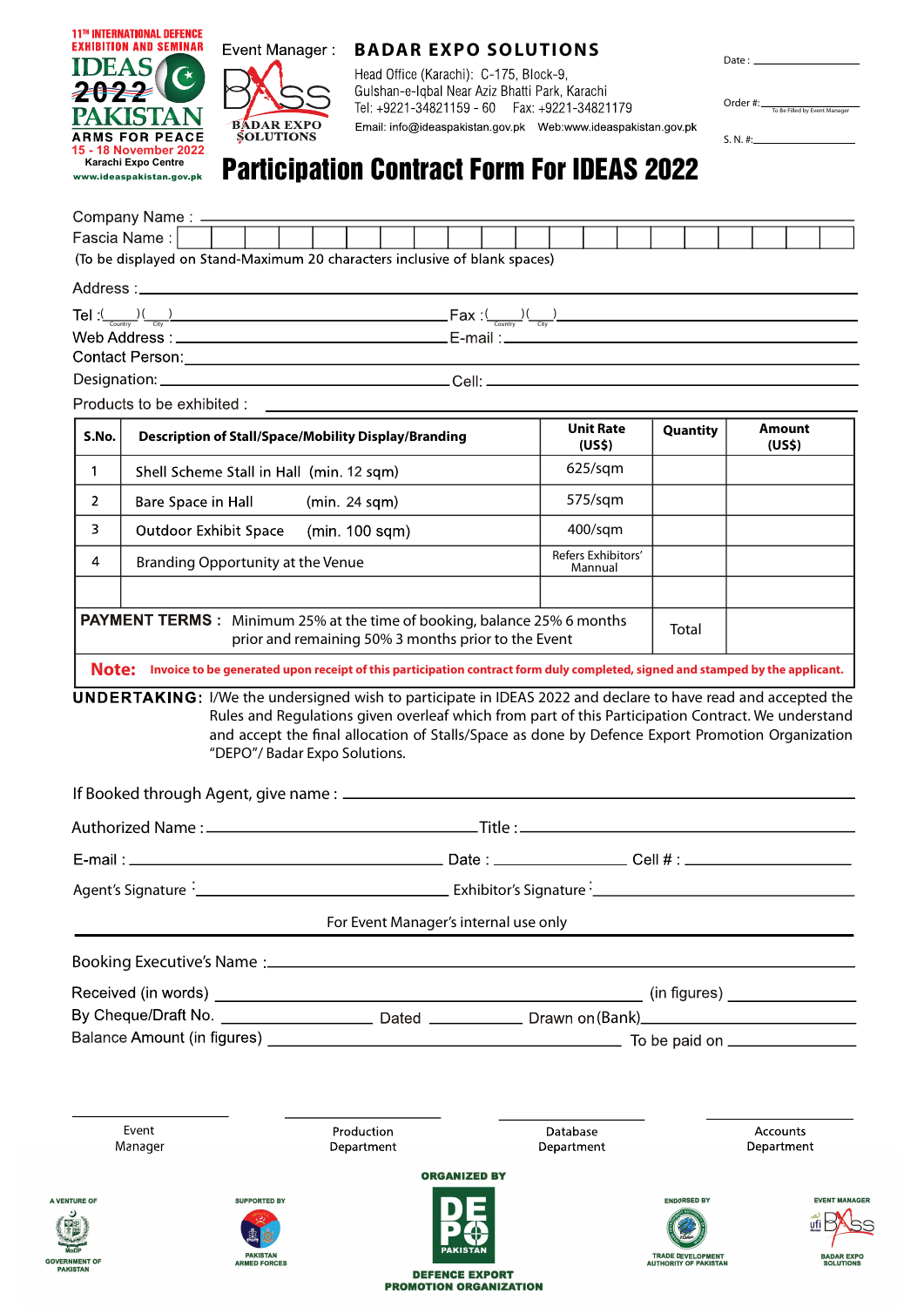11TH INTERNATIONAL DEFENCE EXHIBITION AND SEMINAR
IDEAS 2022 PAKISTAN
ARMS FOR PEACE
15 - 18 November 2022
Karachi Expo Centre
www.ideaspakistan.gov.pk

Event Manager : **BADAR EXPO SOLUTIONS**

Head Office (Karachi): C-175, Block-9, Gulshan-e-Iqbal Near Aziz Bhatti Park, Karachi
Tel: +9221-34821159 - 60 Fax: +9221-34821179
Email: info@ideaspakistan.gov.pk Web:www.ideaspakistan.gov.pk

Date : ____________

Order #: ____________ (To Be Filled by Event Manager)

S. N. #: ____________

# Participation Contract Form For IDEAS 2022

Company Name : ____________

Fascia Name : ____________

(To be displayed on Stand-Maximum 20 characters inclusive of blank spaces)

Address : ____________

Tel :(____)(____) ____________ Fax :(____)(____) ____________
(Country) (City)

Web Address : ____________ E-mail : ____________

Contact Person: ____________

Designation: ____________ Cell: ____________

Products to be exhibited : ____________

| S.No. | Description of Stall/Space/Mobility Display/Branding | Unit Rate (US$) | Quantity | Amount (US$) |
|---|---|---|---|---|
| 1 | Shell Scheme Stall in Hall (min. 12 sqm) | 625/sqm | | |
| 2 | Bare Space in Hall (min. 24 sqm) | 575/sqm | | |
| 3 | Outdoor Exhibit Space (min. 100 sqm) | 400/sqm | | |
| 4 | Branding Opportunity at the Venue | Refers Exhibitors' Mannual | | |
| | | | | |
| **PAYMENT TERMS :** Minimum 25% at the time of booking, balance 25% 6 months prior and remaining 50% 3 months prior to the Event | | | Total | |

**Note:** Invoice to be generated upon receipt of this participation contract form duly completed, signed and stamped by the applicant.

**UNDERTAKING:** I/We the undersigned wish to participate in IDEAS 2022 and declare to have read and accepted the Rules and Regulations given overleaf which from part of this Participation Contract. We understand and accept the final allocation of Stalls/Space as done by Defence Export Promotion Organization "DEPO"/ Badar Expo Solutions.

If Booked through Agent, give name : ____________

Authorized Name : ____________ Title : ____________

E-mail : ____________ Date : ____________ Cell # : ____________

Agent's Signature : ____________ Exhibitor's Signature : ____________

For Event Manager's internal use only

Booking Executive's Name : ____________

Received (in words) ____________ (in figures) ____________

By Cheque/Draft No. ____________ Dated ____________ Drawn on (Bank) ____________

Balance Amount (in figures) ____________ To be paid on ____________

| ____________ | ____________ | ____________ | ____________ |
|---|---|---|---|
| Event Manager | Production Department | Database Department | Accounts Department |

A VENTURE OF: MoDP GOVERNMENT OF PAKISTAN

SUPPORTED BY: PAKISTAN ARMED FORCES

ORGANIZED BY: DEPO PAKISTAN — DEFENCE EXPORT PROMOTION ORGANIZATION

ENDORSED BY: TRADE DEVELOPMENT AUTHORITY OF PAKISTAN

EVENT MANAGER: BADAR EXPO SOLUTIONS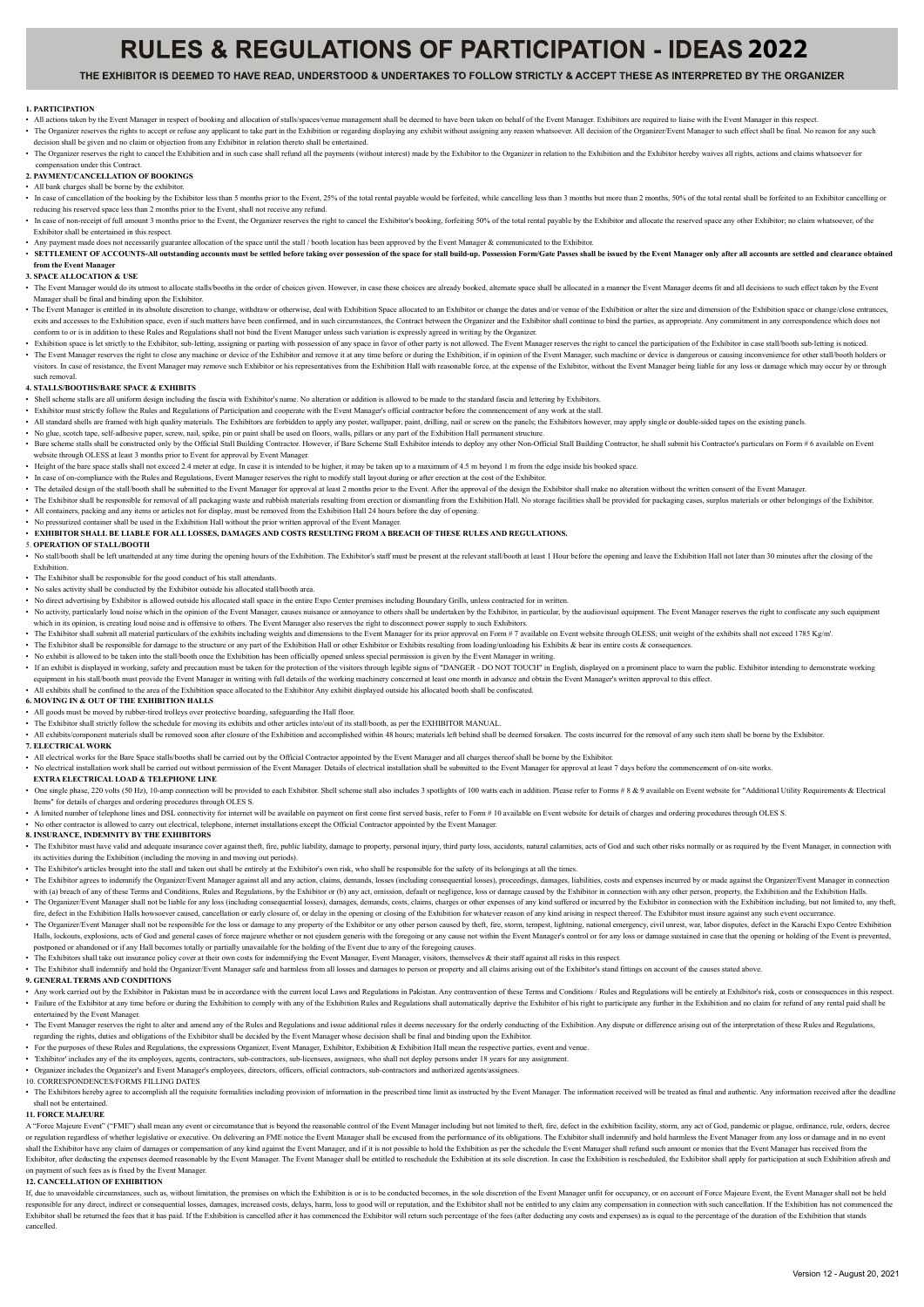# RULES & REGULATIONS OF PARTICIPATION - IDEAS 2022

**THE EXHIBITOR IS DEEMED TO HAVE READ, UNDERSTOOD & UNDERTAKES TO FOLLOW STRICTLY & ACCEPT THESE AS INTERPRETED BY THE ORGANIZER**

**1. PARTICIPATION**

- All actions taken by the Event Manager in respect of booking and allocation of stalls/spaces/venue management shall be deemed to have been taken on behalf of the Event Manager. Exhibitors are required to liaise with the Event Manager in this respect.
- The Organizer reserves the rights to accept or refuse any applicant to take part in the Exhibition or regarding displaying any exhibit without assigning any reason whatsoever. All decision of the Organizer/Event Manager to such effect shall be final. No reason for any such decision shall be given and no claim or objection from any Exhibitor in relation thereto shall be entertained.
- The Organizer reserves the right to cancel the Exhibition and in such case shall refund all the payments (without interest) made by the Exhibitor to the Organizer in relation to the Exhibition and the Exhibitor hereby waives all rights, actions and claims whatsoever for compensation under this Contract.

**2. PAYMENT/CANCELLATION OF BOOKINGS**

- All bank charges shall be borne by the exhibitor.
- In case of cancellation of the booking by the Exhibitor less than 5 months prior to the Event, 25% of the total rental payable would be forfeited, while cancelling less than 3 months but more than 2 months, 50% of the total rental shall be forfeited to an Exhibitor cancelling or reducing his reserved space less than 2 months prior to the Event, shall not receive any refund.
- In case of non-receipt of full amount 3 months prior to the Event, the Organizer reserves the right to cancel the Exhibitor's booking, forfeiting 50% of the total rental payable by the Exhibitor and allocate the reserved space any other Exhibitor; no claim whatsoever, of the Exhibitor shall be entertained in this respect.
- Any payment made does not necessarily guarantee allocation of the space until the stall / booth location has been approved by the Event Manager & communicated to the Exhibitor.
- **SETTLEMENT OF ACCOUNTS-All outstanding accounts must be settled before taking over possession of the space for stall build-up. Possession Form/Gate Passes shall be issued by the Event Manager only after all accounts are settled and clearance obtained from the Event Manager**

**3. SPACE ALLOCATION & USE**

- The Event Manager would do its utmost to allocate stalls/booths in the order of choices given. However, in case these choices are already booked, alternate space shall be allocated in a manner the Event Manager deems fit and all decisions to such effect taken by the Event Manager shall be final and binding upon the Exhibitor.
- The Event Manager is entitled in its absolute discretion to change, withdraw or otherwise, deal with Exhibition Space allocated to an Exhibitor or change the dates and/or venue of the Exhibition or alter the size and dimension of the Exhibition space or change/close entrances, exits and accesses to the Exhibition space, even if such matters have been confirmed, and in such circumstances, the Contract between the Organizer and the Exhibitor shall continue to bind the parties, as appropriate. Any commitment in any correspondence which does not conform to or is in addition to these Rules and Regulations shall not bind the Event Manager unless such variation is expressly agreed in writing by the Organizer.
- Exhibition space is let strictly to the Exhibitor, sub-letting, assigning or parting with possession of any space in favor of other party is not allowed. The Event Manager reserves the right to cancel the participation of the Exhibitor in case stall/booth sub-letting is noticed.
- The Event Manager reserves the right to close any machine or device of the Exhibitor and remove it at any time before or during the Exhibition, if in opinion of the Event Manager, such machine or device is dangerous or causing inconvenience for other stall/booth holders or visitors. In case of resistance, the Event Manager may remove such Exhibitor or his representatives from the Exhibition Hall with reasonable force, at the expense of the Exhibitor, without the Event Manager being liable for any loss or damage which may occur by or through such removal.

**4. STALLS/BOOTHS/BARE SPACE & EXHIBITS**

- Shell scheme stalls are all uniform design including the fascia with Exhibitor's name. No alteration or addition is allowed to be made to the standard fascia and lettering by Exhibitors.
- Exhibitor must strictly follow the Rules and Regulations of Participation and cooperate with the Event Manager's official contractor before the commencement of any work at the stall.
- All standard shells are framed with high quality materials. The Exhibitors are forbidden to apply any poster, wallpaper, paint, drilling, nail or screw on the panels; the Exhibitors however, may apply single or double-sided tapes on the existing panels.
- No glue, scotch tape, self-adhesive paper, screw, nail, spike, pin or paint shall be used on floors, walls, pillars or any part of the Exhibition Hall permanent structure.
- Bare scheme stalls shall be constructed only by the Official Stall Building Contractor. However, if Bare Scheme Stall Exhibitor intends to deploy any other Non-Official Stall Building Contractor, he shall submit his Contractor's particulars on Form # 6 available on Event website through OLESS at least 3 months prior to Event for approval by Event Manager.
- Height of the bare space stalls shall not exceed 2.4 meter at edge. In case it is intended to be higher, it may be taken up to a maximum of 4.5 m beyond 1 m from the edge inside his booked space.
- In case of on-compliance with the Rules and Regulations, Event Manager reserves the right to modify stall layout during or after erection at the cost of the Exhibitor.
- The detailed design of the stall/booth shall be submitted to the Event Manager for approval at least 2 months prior to the Event. After the approval of the design the Exhibitor shall make no alteration without the written consent of the Event Manager.
- The Exhibitor shall be responsible for removal of all packaging waste and rubbish materials resulting from erection or dismantling from the Exhibition Hall. No storage facilities shall be provided for packaging cases, surplus materials or other belongings of the Exhibitor.
- All containers, packing and any items or articles not for display, must be removed from the Exhibition Hall 24 hours before the day of opening.
- No pressurized container shall be used in the Exhibition Hall without the prior written approval of the Event Manager.
- **EXHIBITOR SHALL BE LIABLE FOR ALL LOSSES, DAMAGES AND COSTS RESULTING FROM A BREACH OF THESE RULES AND REGULATIONS.**

5. **OPERATION OF STALL/BOOTH**

- No stall/booth shall be left unattended at any time during the opening hours of the Exhibition. The Exhibitor's staff must be present at the relevant stall/booth at least 1 Hour before the opening and leave the Exhibition Hall not later than 30 minutes after the closing of the Exhibition.
- The Exhibitor shall be responsible for the good conduct of his stall attendants.
- No sales activity shall be conducted by the Exhibitor outside his allocated stall/booth area.
- No direct advertising by Exhibitor is allowed outside his allocated stall space in the entire Expo Center premises including Boundary Grills, unless contracted for in written.
- No activity, particularly loud noise which in the opinion of the Event Manager, causes nuisance or annoyance to others shall be undertaken by the Exhibitor, in particular, by the audiovisual equipment. The Event Manager reserves the right to confiscate any such equipment which in its opinion, is creating loud noise and is offensive to others. The Event Manager also reserves the right to disconnect power supply to such Exhibitors.
- The Exhibitor shall submit all material particulars of the exhibits including weights and dimensions to the Event Manager for its prior approval on Form # 7 available on Event website through OLESS; unit weight of the exhibits shall not exceed 1785 Kg/m'.
- The Exhibitor shall be responsible for damage to the structure or any part of the Exhibition Hall or other Exhibitor or Exhibits resulting from loading/unloading his Exhibits & bear its entire costs & consequences.
- No exhibit is allowed to be taken into the stall/booth once the Exhibition has been officially opened unless special permission is given by the Event Manager in writing.
- If an exhibit is displayed in working, safety and precaution must be taken for the protection of the visitors through legible signs of "DANGER - DO NOT TOUCH" in English, displayed on a prominent place to warn the public. Exhibitor intending to demonstrate working equipment in his stall/booth must provide the Event Manager in writing with full details of the working machinery concerned at least one month in advance and obtain the Event Manager's written approval to this effect.
- All exhibits shall be confined to the area of the Exhibition space allocated to the Exhibitor Any exhibit displayed outside his allocated booth shall be confiscated.

**6. MOVING IN & OUT OF THE EXHIBITION HALLS**

- All goods must be moved by rubber-tired trolleys over protective boarding, safeguarding the Hall floor.
- The Exhibitor shall strictly follow the schedule for moving its exhibits and other articles into/out of its stall/booth, as per the EXHIBITOR MANUAL.
- All exhibits/component materials shall be removed soon after closure of the Exhibition and accomplished within 48 hours; materials left behind shall be deemed forsaken. The costs incurred for the removal of any such item shall be borne by the Exhibitor.

**7. ELECTRICAL WORK**

- All electrical works for the Bare Space stalls/booths shall be carried out by the Official Contractor appointed by the Event Manager and all charges thereof shall be borne by the Exhibitor.
- No electrical installation work shall be carried out without permission of the Event Manager. Details of electrical installation shall be submitted to the Event Manager for approval at least 7 days before the commencement of on-site works.

**EXTRA ELECTRICAL LOAD & TELEPHONE LINE**

- One single phase, 220 volts (50 Hz), 10-amp connection will be provided to each Exhibitor. Shell scheme stall also includes 3 spotlights of 100 watts each in addition. Please refer to Forms # 8 & 9 available on Event website for "Additional Utility Requirements & Electrical Items" for details of charges and ordering procedures through OLES S.
- A limited number of telephone lines and DSL connectivity for internet will be available on payment on first come first served basis, refer to Form # 10 available on Event website for details of charges and ordering procedures through OLES S.
- No other contractor is allowed to carry out electrical, telephone, internet installations except the Official Contractor appointed by the Event Manager.

**8. INSURANCE, INDEMNITY BY THE EXHIBITORS**

- The Exhibitor must have valid and adequate insurance cover against theft, fire, public liability, damage to property, personal injury, third party loss, accidents, natural calamities, acts of God and such other risks normally or as required by the Event Manager, in connection with its activities during the Exhibition (including the moving in and moving out periods).
- The Exhibitor's articles brought into the stall and taken out shall be entirely at the Exhibitor's own risk, who shall be responsible for the safety of its belongings at all the times.
- The Exhibitor agrees to indemnify the Organizer/Event Manager against all and any action, claims, demands, losses (including consequential losses), proceedings, damages, liabilities, costs and expenses incurred by or made against the Organizer/Event Manager in connection with (a) breach of any of these Terms and Conditions, Rules and Regulations, by the Exhibitor or (b) any act, omission, default or negligence, loss or damage caused by the Exhibitor in connection with any other person, property, the Exhibition and the Exhibition Halls.
- The Organizer/Event Manager shall not be liable for any loss (including consequential losses), damages, demands, costs, claims, charges or other expenses of any kind suffered or incurred by the Exhibitor in connection with the Exhibition including, but not limited to, any theft, fire, defect in the Exhibition Halls howsoever caused, cancellation or early closure of, or delay in the opening or closing of the Exhibition for whatever reason of any kind arising in respect thereof. The Exhibitor must insure against any such event occurrence.
- The Organizer/Event Manager shall not be responsible for the loss or damage to any property of the Exhibitor or any other person caused by theft, fire, storm, tempest, lightning, national emergency, civil unrest, war, labor disputes, defect in the Karachi Expo Centre Exhibition Halls, lockouts, explosions, acts of God and general cases of force majeure whether or not ejusdem generis with the foregoing or any cause not within the Event Manager's control or for any loss or damage sustained in case that the opening or holding of the Event is prevented, postponed or abandoned or if any Hall becomes totally or partially unavailable for the holding of the Event due to any of the foregoing causes.
- The Exhibitors shall take out insurance policy cover at their own costs for indemnifying the Event Manager, Event Manager, visitors, themselves & their staff against all risks in this respect.
- The Exhibitor shall indemnify and hold the Organizer/Event Manager safe and harmless from all losses and damages to person or property and all claims arising out of the Exhibitor's stand fittings on account of the causes stated above.

**9. GENERAL TERMS AND CONDITIONS**

- Any work carried out by the Exhibitor in Pakistan must be in accordance with the current local Laws and Regulations in Pakistan. Any contravention of these Terms and Conditions / Rules and Regulations will be entirely at Exhibitor's risk, costs or consequences in this respect.
- Failure of the Exhibitor at any time before or during the Exhibition to comply with any of the Exhibition Rules and Regulations shall automatically deprive the Exhibitor of his right to participate any further in the Exhibition and no claim for refund of any rental paid shall be entertained by the Event Manager.
- The Event Manager reserves the right to alter and amend any of the Rules and Regulations and issue additional rules it deems necessary for the orderly conducting of the Exhibition. Any dispute or difference arising out of the interpretation of these Rules and Regulations, regarding the rights, duties and obligations of the Exhibitor shall be decided by the Event Manager whose decision shall be final and binding upon the Exhibitor.
- For the purposes of these Rules and Regulations, the expressions Organizer, Event Manager, Exhibitor, Exhibition & Exhibition Hall mean the respective parties, event and venue.
- 'Exhibitor' includes any of the its employees, agents, contractors, sub-contractors, sub-licensees, assignees, who shall not deploy persons under 18 years for any assignment.
- Organizer includes the Organizer's and Event Manager's employees, directors, officers, official contractors, sub-contractors and authorized agents/assignees.

10. CORRESPONDENCES/FORMS FILLING DATES

- The Exhibitors hereby agree to accomplish all the requisite formalities including provision of information in the prescribed time limit as instructed by the Event Manager. The information received will be treated as final and authentic. Any information received after the deadline shall not be entertained.

**11. FORCE MAJEURE**

A "Force Majeure Event" ("FME") shall mean any event or circumstance that is beyond the reasonable control of the Event Manager including but not limited to theft, fire, defect in the exhibition facility, storm, any act of God, pandemic or plague, ordinance, rule, orders, decree or regulation regardless of whether legislative or executive. On delivering an FME notice the Event Manager shall be excused from the performance of its obligations. The Exhibitor shall indemnify and hold harmless the Event Manager from any loss or damage and in no event shall the Exhibitor have any claim of damages or compensation of any kind against the Event Manager, and if it is not possible to hold the Exhibition as per the schedule the Event Manager shall refund such amount or monies that the Event Manager has received from the Exhibitor, after deducting the expenses deemed reasonable by the Event Manager. The Event Manager shall be entitled to reschedule the Exhibition at its sole discretion. In case the Exhibition is rescheduled, the Exhibitor shall apply for participation at such Exhibition afresh and on payment of such fees as is fixed by the Event Manager.

**12. CANCELLATION OF EXHIBITION**

If, due to unavoidable circumstances, such as, without limitation, the premises on which the Exhibition is or is to be conducted becomes, in the sole discretion of the Event Manager unfit for occupancy, or on account of Force Majeure Event, the Event Manager shall not be held responsible for any direct, indirect or consequential losses, damages, increased costs, delays, harm, loss to good will or reputation, and the Exhibitor shall not be entitled to any claim any compensation in connection with such cancellation. If the Exhibition has not commenced the Exhibitor shall be returned the fees that it has paid. If the Exhibition is cancelled after it has commenced the Exhibitor will return such percentage of the fees (after deducting any costs and expenses) as is equal to the percentage of the duration of the Exhibition that stands cancelled.

Version 12 - August 20, 2021